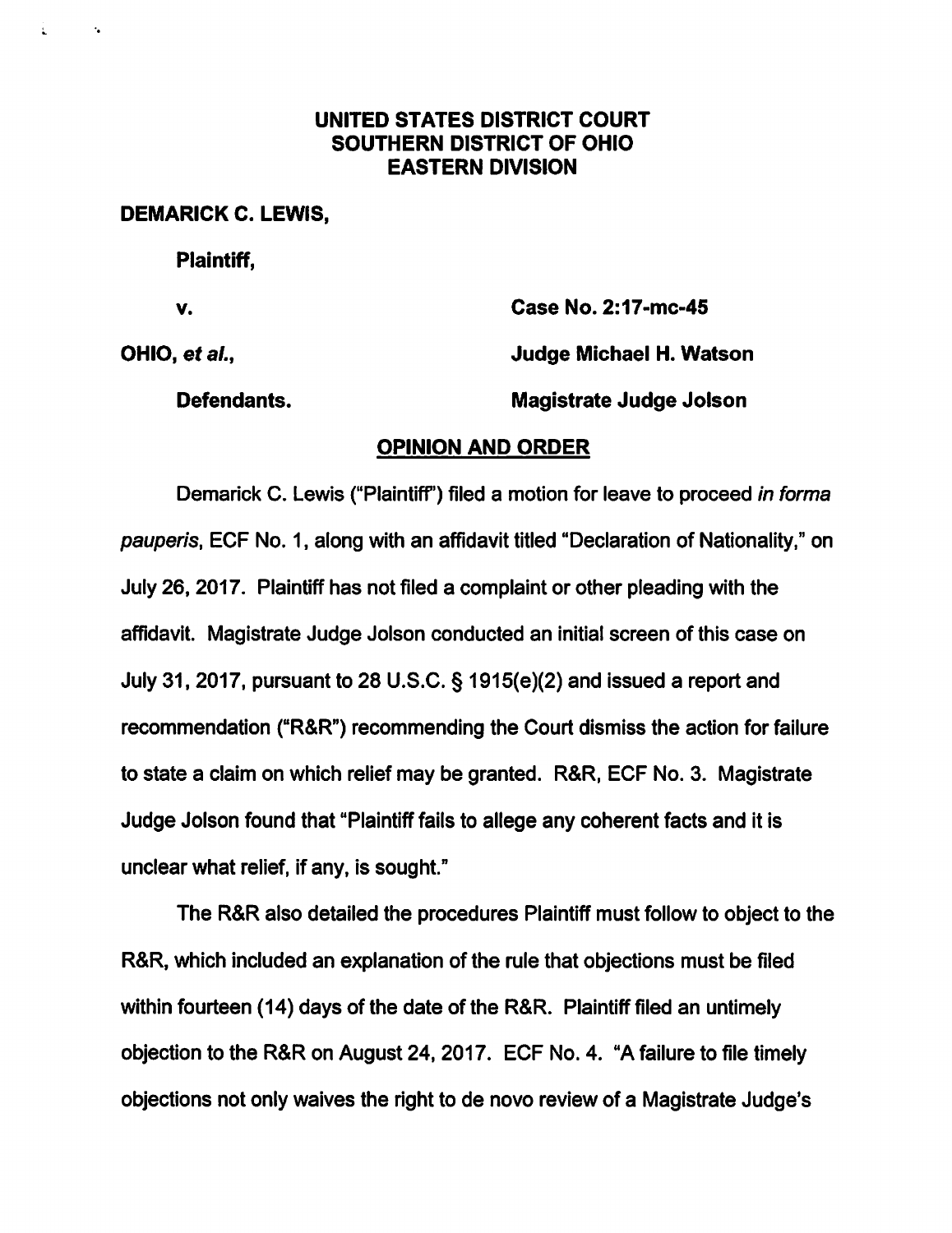**UNITED STATES DISTRICT COURT**
**SOUTHERN DISTRICT OF OHIO**
**EASTERN DIVISION**

**DEMARICK C. LEWIS,**

**Plaintiff,**

**v.** **Case No. 2:17-mc-45**

**OHIO, *et al.*,** **Judge Michael H. Watson**

**Defendants.** **Magistrate Judge Jolson**

## OPINION AND ORDER

Demarick C. Lewis ("Plaintiff") filed a motion for leave to proceed *in forma pauperis*, ECF No. 1, along with an affidavit titled "Declaration of Nationality," on July 26, 2017. Plaintiff has not filed a complaint or other pleading with the affidavit. Magistrate Judge Jolson conducted an initial screen of this case on July 31, 2017, pursuant to 28 U.S.C. § 1915(e)(2) and issued a report and recommendation ("R&R") recommending the Court dismiss the action for failure to state a claim on which relief may be granted. R&R, ECF No. 3. Magistrate Judge Jolson found that "Plaintiff fails to allege any coherent facts and it is unclear what relief, if any, is sought."

The R&R also detailed the procedures Plaintiff must follow to object to the R&R, which included an explanation of the rule that objections must be filed within fourteen (14) days of the date of the R&R. Plaintiff filed an untimely objection to the R&R on August 24, 2017. ECF No. 4. "A failure to file timely objections not only waives the right to de novo review of a Magistrate Judge's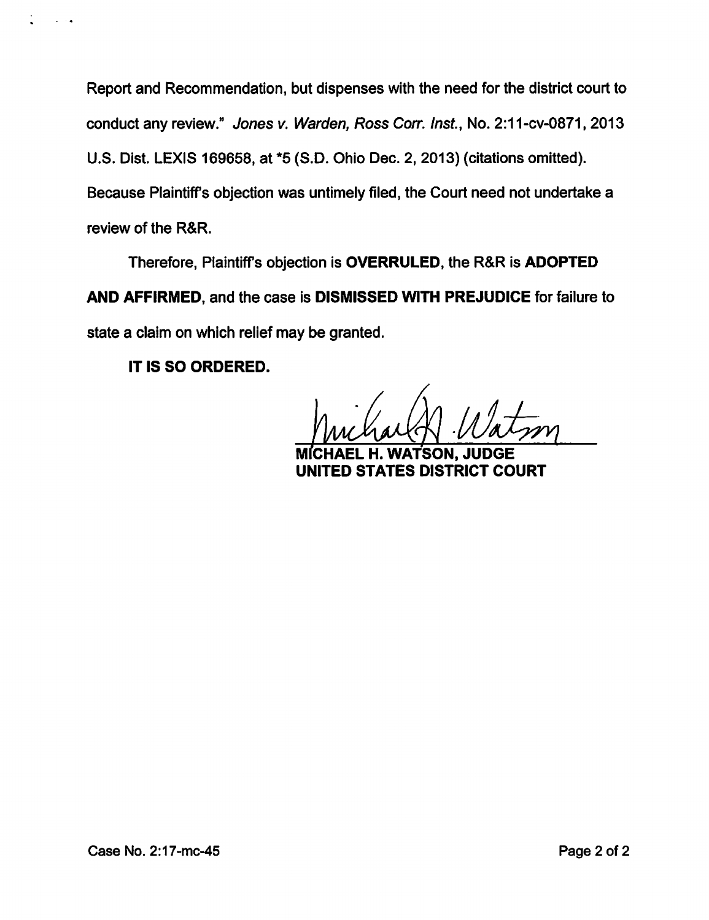Report and Recommendation, but dispenses with the need for the district court to conduct any review." *Jones v. Warden, Ross Corr. Inst.*, No. 2:11-cv-0871, 2013 U.S. Dist. LEXIS 169658, at *5 (S.D. Ohio Dec. 2, 2013) (citations omitted). Because Plaintiff's objection was untimely filed, the Court need not undertake a review of the R&R.

Therefore, Plaintiff's objection is **OVERRULED**, the R&R is **ADOPTED AND AFFIRMED**, and the case is **DISMISSED WITH PREJUDICE** for failure to state a claim on which relief may be granted.

**IT IS SO ORDERED.**

Michael H. Watson

**MICHAEL H. WATSON, JUDGE**
**UNITED STATES DISTRICT COURT**

Case No. 2:17-mc-45